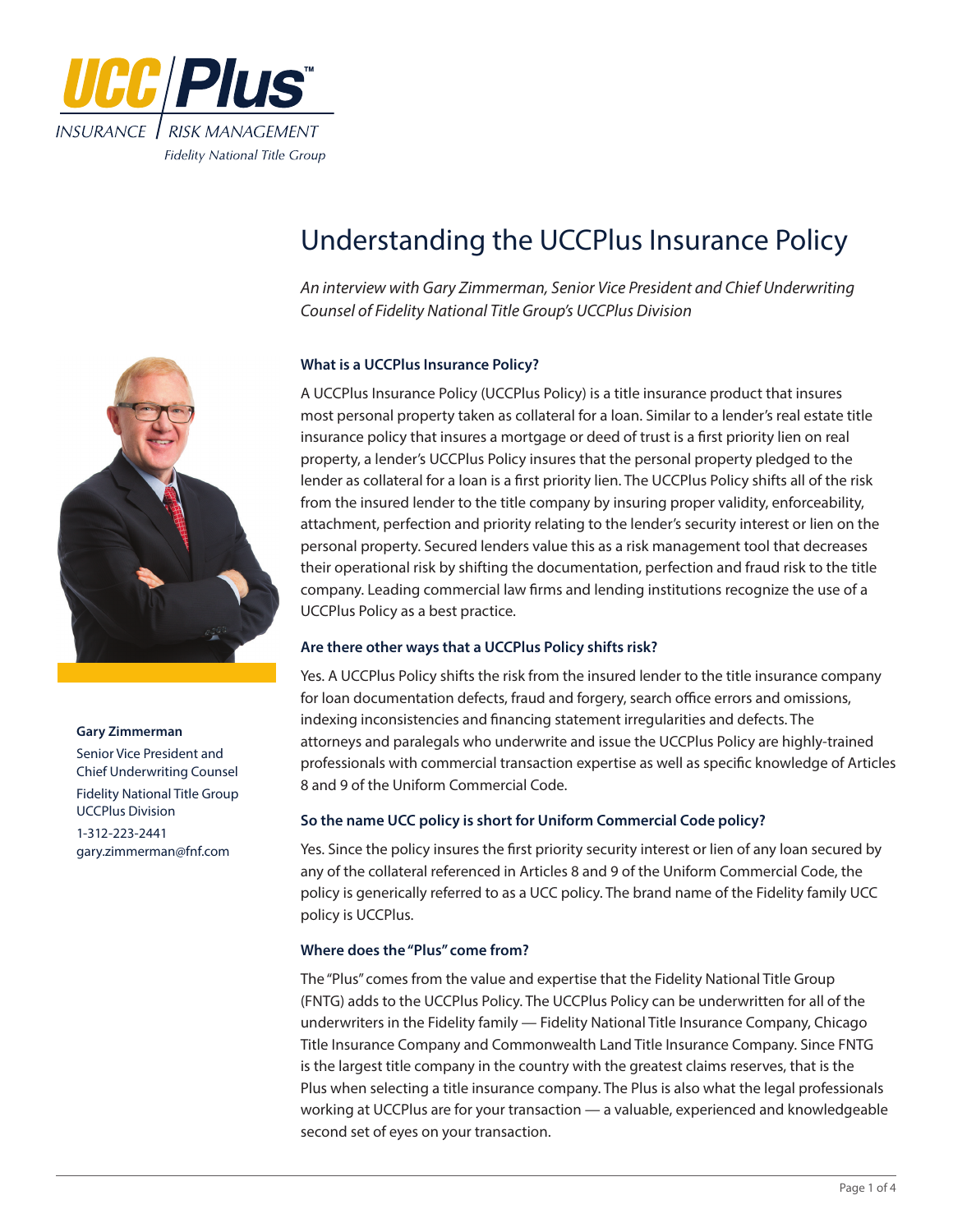UCC Plus™

INSURANCE | RISK MANAGEMENT

Fidelity National Title Group

# Understanding the UCCPlus Insurance Policy

*An interview with Gary Zimmerman, Senior Vice President and Chief Underwriting Counsel of Fidelity National Title Group's UCCPlus Division*

**Gary Zimmerman**

Senior Vice President and Chief Underwriting Counsel

Fidelity National Title Group UCCPlus Division

1-312-223-2441

gary.zimmerman@fnf.com

### What is a UCCPlus Insurance Policy?

A UCCPlus Insurance Policy (UCCPlus Policy) is a title insurance product that insures most personal property taken as collateral for a loan. Similar to a lender's real estate title insurance policy that insures a mortgage or deed of trust is a first priority lien on real property, a lender's UCCPlus Policy insures that the personal property pledged to the lender as collateral for a loan is a first priority lien. The UCCPlus Policy shifts all of the risk from the insured lender to the title company by insuring proper validity, enforceability, attachment, perfection and priority relating to the lender's security interest or lien on the personal property. Secured lenders value this as a risk management tool that decreases their operational risk by shifting the documentation, perfection and fraud risk to the title company. Leading commercial law firms and lending institutions recognize the use of a UCCPlus Policy as a best practice.

### Are there other ways that a UCCPlus Policy shifts risk?

Yes. A UCCPlus Policy shifts the risk from the insured lender to the title insurance company for loan documentation defects, fraud and forgery, search office errors and omissions, indexing inconsistencies and financing statement irregularities and defects. The attorneys and paralegals who underwrite and issue the UCCPlus Policy are highly-trained professionals with commercial transaction expertise as well as specific knowledge of Articles 8 and 9 of the Uniform Commercial Code.

### So the name UCC policy is short for Uniform Commercial Code policy?

Yes. Since the policy insures the first priority security interest or lien of any loan secured by any of the collateral referenced in Articles 8 and 9 of the Uniform Commercial Code, the policy is generically referred to as a UCC policy. The brand name of the Fidelity family UCC policy is UCCPlus.

### Where does the "Plus" come from?

The "Plus" comes from the value and expertise that the Fidelity National Title Group (FNTG) adds to the UCCPlus Policy. The UCCPlus Policy can be underwritten for all of the underwriters in the Fidelity family — Fidelity National Title Insurance Company, Chicago Title Insurance Company and Commonwealth Land Title Insurance Company. Since FNTG is the largest title company in the country with the greatest claims reserves, that is the Plus when selecting a title insurance company. The Plus is also what the legal professionals working at UCCPlus are for your transaction — a valuable, experienced and knowledgeable second set of eyes on your transaction.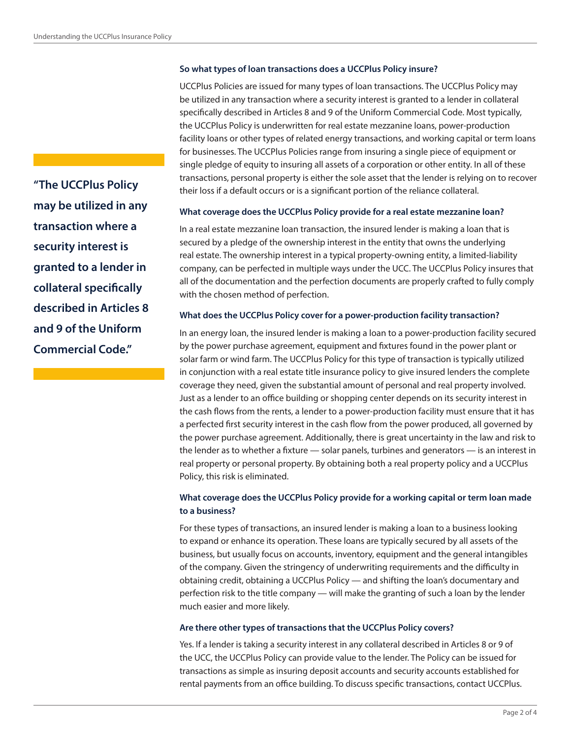**So what types of loan transactions does a UCCPlus Policy insure?**

UCCPlus Policies are issued for many types of loan transactions. The UCCPlus Policy may be utilized in any transaction where a security interest is granted to a lender in collateral specifically described in Articles 8 and 9 of the Uniform Commercial Code. Most typically, the UCCPlus Policy is underwritten for real estate mezzanine loans, power-production facility loans or other types of related energy transactions, and working capital or term loans for businesses. The UCCPlus Policies range from insuring a single piece of equipment or single pledge of equity to insuring all assets of a corporation or other entity. In all of these transactions, personal property is either the sole asset that the lender is relying on to recover their loss if a default occurs or is a significant portion of the reliance collateral.

> **"The UCCPlus Policy may be utilized in any transaction where a security interest is granted to a lender in collateral specifically described in Articles 8 and 9 of the Uniform Commercial Code."**

**What coverage does the UCCPlus Policy provide for a real estate mezzanine loan?**

In a real estate mezzanine loan transaction, the insured lender is making a loan that is secured by a pledge of the ownership interest in the entity that owns the underlying real estate. The ownership interest in a typical property-owning entity, a limited-liability company, can be perfected in multiple ways under the UCC. The UCCPlus Policy insures that all of the documentation and the perfection documents are properly crafted to fully comply with the chosen method of perfection.

**What does the UCCPlus Policy cover for a power-production facility transaction?**

In an energy loan, the insured lender is making a loan to a power-production facility secured by the power purchase agreement, equipment and fixtures found in the power plant or solar farm or wind farm. The UCCPlus Policy for this type of transaction is typically utilized in conjunction with a real estate title insurance policy to give insured lenders the complete coverage they need, given the substantial amount of personal and real property involved. Just as a lender to an office building or shopping center depends on its security interest in the cash flows from the rents, a lender to a power-production facility must ensure that it has a perfected first security interest in the cash flow from the power produced, all governed by the power purchase agreement. Additionally, there is great uncertainty in the law and risk to the lender as to whether a fixture — solar panels, turbines and generators — is an interest in real property or personal property. By obtaining both a real property policy and a UCCPlus Policy, this risk is eliminated.

**What coverage does the UCCPlus Policy provide for a working capital or term loan made to a business?**

For these types of transactions, an insured lender is making a loan to a business looking to expand or enhance its operation. These loans are typically secured by all assets of the business, but usually focus on accounts, inventory, equipment and the general intangibles of the company. Given the stringency of underwriting requirements and the difficulty in obtaining credit, obtaining a UCCPlus Policy — and shifting the loan's documentary and perfection risk to the title company — will make the granting of such a loan by the lender much easier and more likely.

**Are there other types of transactions that the UCCPlus Policy covers?**

Yes. If a lender is taking a security interest in any collateral described in Articles 8 or 9 of the UCC, the UCCPlus Policy can provide value to the lender. The Policy can be issued for transactions as simple as insuring deposit accounts and security accounts established for rental payments from an office building. To discuss specific transactions, contact UCCPlus.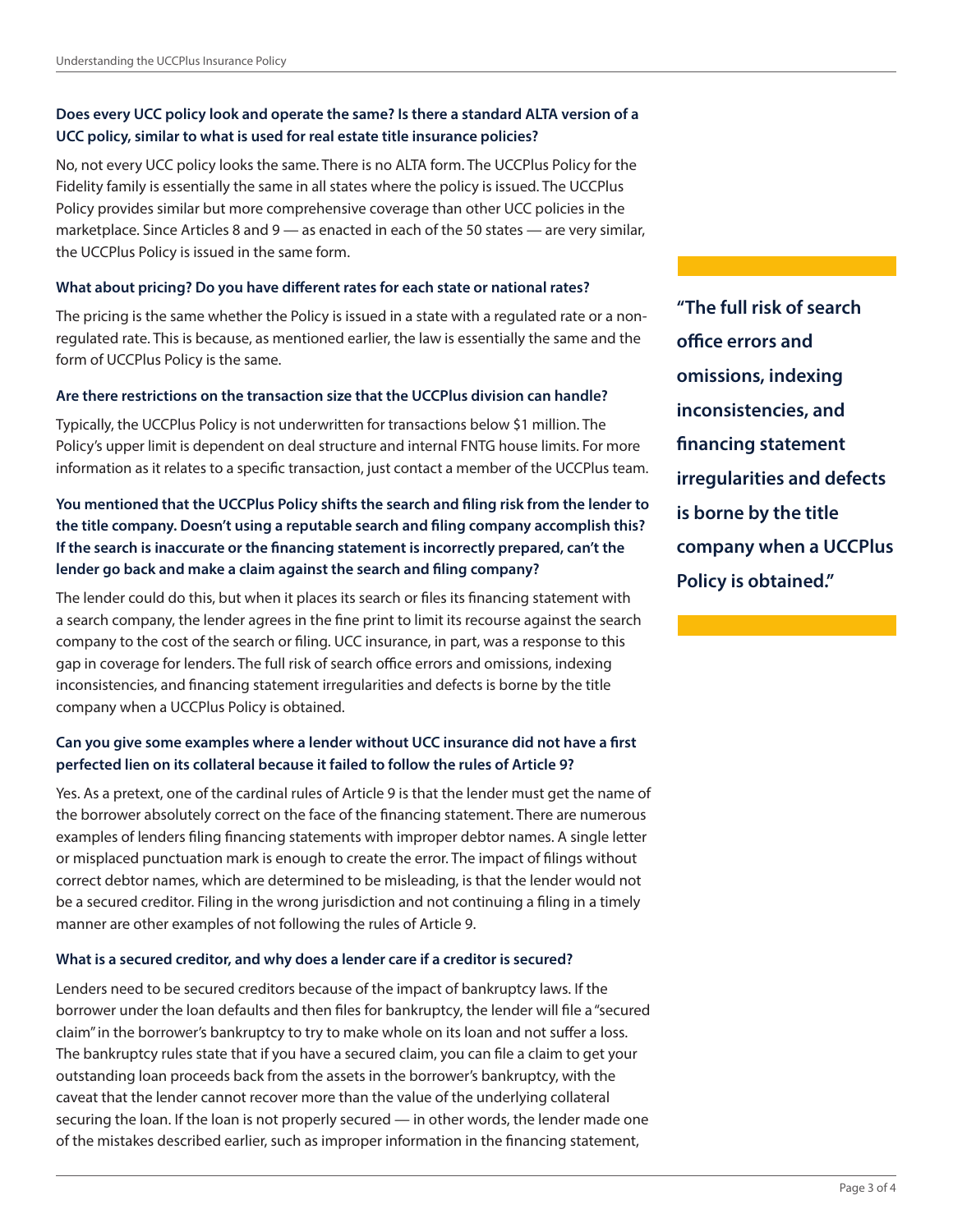**Does every UCC policy look and operate the same? Is there a standard ALTA version of a UCC policy, similar to what is used for real estate title insurance policies?**

No, not every UCC policy looks the same. There is no ALTA form. The UCCPlus Policy for the Fidelity family is essentially the same in all states where the policy is issued. The UCCPlus Policy provides similar but more comprehensive coverage than other UCC policies in the marketplace. Since Articles 8 and 9 — as enacted in each of the 50 states — are very similar, the UCCPlus Policy is issued in the same form.

**What about pricing? Do you have different rates for each state or national rates?**

The pricing is the same whether the Policy is issued in a state with a regulated rate or a non-regulated rate. This is because, as mentioned earlier, the law is essentially the same and the form of UCCPlus Policy is the same.

**Are there restrictions on the transaction size that the UCCPlus division can handle?**

Typically, the UCCPlus Policy is not underwritten for transactions below $1 million. The Policy's upper limit is dependent on deal structure and internal FNTG house limits. For more information as it relates to a specific transaction, just contact a member of the UCCPlus team.

**You mentioned that the UCCPlus Policy shifts the search and filing risk from the lender to the title company. Doesn't using a reputable search and filing company accomplish this? If the search is inaccurate or the financing statement is incorrectly prepared, can't the lender go back and make a claim against the search and filing company?**

The lender could do this, but when it places its search or files its financing statement with a search company, the lender agrees in the fine print to limit its recourse against the search company to the cost of the search or filing. UCC insurance, in part, was a response to this gap in coverage for lenders. The full risk of search office errors and omissions, indexing inconsistencies, and financing statement irregularities and defects is borne by the title company when a UCCPlus Policy is obtained.

> **"The full risk of search office errors and omissions, indexing inconsistencies, and financing statement irregularities and defects is borne by the title company when a UCCPlus Policy is obtained."**

**Can you give some examples where a lender without UCC insurance did not have a first perfected lien on its collateral because it failed to follow the rules of Article 9?**

Yes. As a pretext, one of the cardinal rules of Article 9 is that the lender must get the name of the borrower absolutely correct on the face of the financing statement. There are numerous examples of lenders filing financing statements with improper debtor names. A single letter or misplaced punctuation mark is enough to create the error. The impact of filings without correct debtor names, which are determined to be misleading, is that the lender would not be a secured creditor. Filing in the wrong jurisdiction and not continuing a filing in a timely manner are other examples of not following the rules of Article 9.

**What is a secured creditor, and why does a lender care if a creditor is secured?**

Lenders need to be secured creditors because of the impact of bankruptcy laws. If the borrower under the loan defaults and then files for bankruptcy, the lender will file a "secured claim" in the borrower's bankruptcy to try to make whole on its loan and not suffer a loss. The bankruptcy rules state that if you have a secured claim, you can file a claim to get your outstanding loan proceeds back from the assets in the borrower's bankruptcy, with the caveat that the lender cannot recover more than the value of the underlying collateral securing the loan. If the loan is not properly secured — in other words, the lender made one of the mistakes described earlier, such as improper information in the financing statement,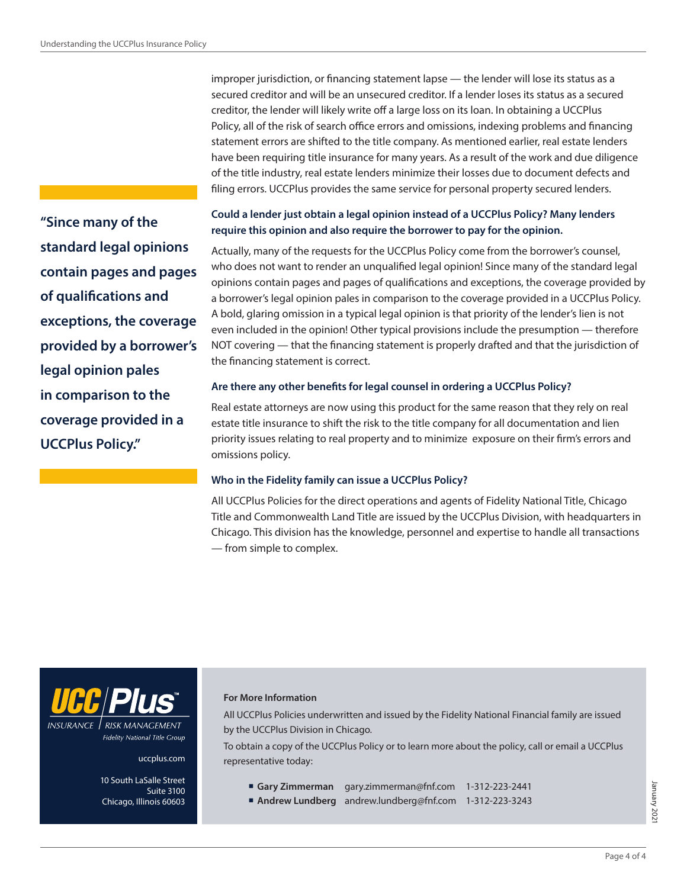improper jurisdiction, or financing statement lapse — the lender will lose its status as a secured creditor and will be an unsecured creditor. If a lender loses its status as a secured creditor, the lender will likely write off a large loss on its loan. In obtaining a UCCPlus Policy, all of the risk of search office errors and omissions, indexing problems and financing statement errors are shifted to the title company. As mentioned earlier, real estate lenders have been requiring title insurance for many years. As a result of the work and due diligence of the title industry, real estate lenders minimize their losses due to document defects and filing errors. UCCPlus provides the same service for personal property secured lenders.

**"Since many of the standard legal opinions contain pages and pages of qualifications and exceptions, the coverage provided by a borrower's legal opinion pales in comparison to the coverage provided in a UCCPlus Policy."**

### Could a lender just obtain a legal opinion instead of a UCCPlus Policy? Many lenders require this opinion and also require the borrower to pay for the opinion.

Actually, many of the requests for the UCCPlus Policy come from the borrower's counsel, who does not want to render an unqualified legal opinion! Since many of the standard legal opinions contain pages and pages of qualifications and exceptions, the coverage provided by a borrower's legal opinion pales in comparison to the coverage provided in a UCCPlus Policy. A bold, glaring omission in a typical legal opinion is that priority of the lender's lien is not even included in the opinion! Other typical provisions include the presumption — therefore NOT covering — that the financing statement is properly drafted and that the jurisdiction of the financing statement is correct.

### Are there any other benefits for legal counsel in ordering a UCCPlus Policy?

Real estate attorneys are now using this product for the same reason that they rely on real estate title insurance to shift the risk to the title company for all documentation and lien priority issues relating to real property and to minimize exposure on their firm's errors and omissions policy.

### Who in the Fidelity family can issue a UCCPlus Policy?

All UCCPlus Policies for the direct operations and agents of Fidelity National Title, Chicago Title and Commonwealth Land Title are issued by the UCCPlus Division, with headquarters in Chicago. This division has the knowledge, personnel and expertise to handle all transactions — from simple to complex.

UCC Plus™
INSURANCE | RISK MANAGEMENT
Fidelity National Title Group

uccplus.com

10 South LaSalle Street
Suite 3100
Chicago, Illinois 60603

**For More Information**

All UCCPlus Policies underwritten and issued by the Fidelity National Financial family are issued by the UCCPlus Division in Chicago.

To obtain a copy of the UCCPlus Policy or to learn more about the policy, call or email a UCCPlus representative today:

- **Gary Zimmerman** gary.zimmerman@fnf.com 1-312-223-2441
- **Andrew Lundberg** andrew.lundberg@fnf.com 1-312-223-3243

January 2021